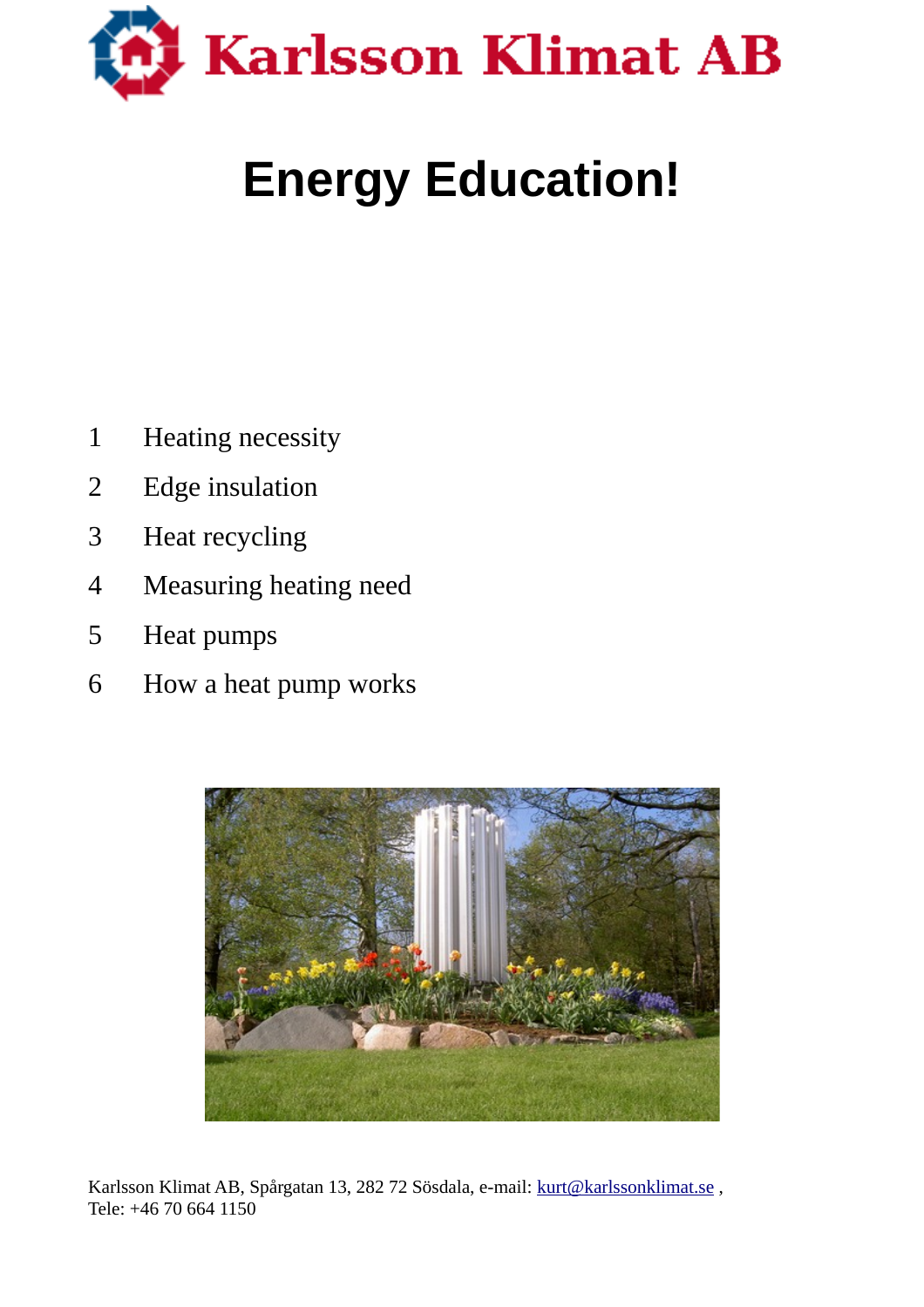Karlsson Klimat AB

# Energy Education!

1. Heating necessity
2. Edge insulation
3. Heat recycling
4. Measuring heating need
5. Heat pumps
6. How a heat pump works

Karlsson Klimat AB, Spårgatan 13, 282 72 Sösdala, e-mail: kurt@karlssonklimat.se ,
Tele: +46 70 664 1150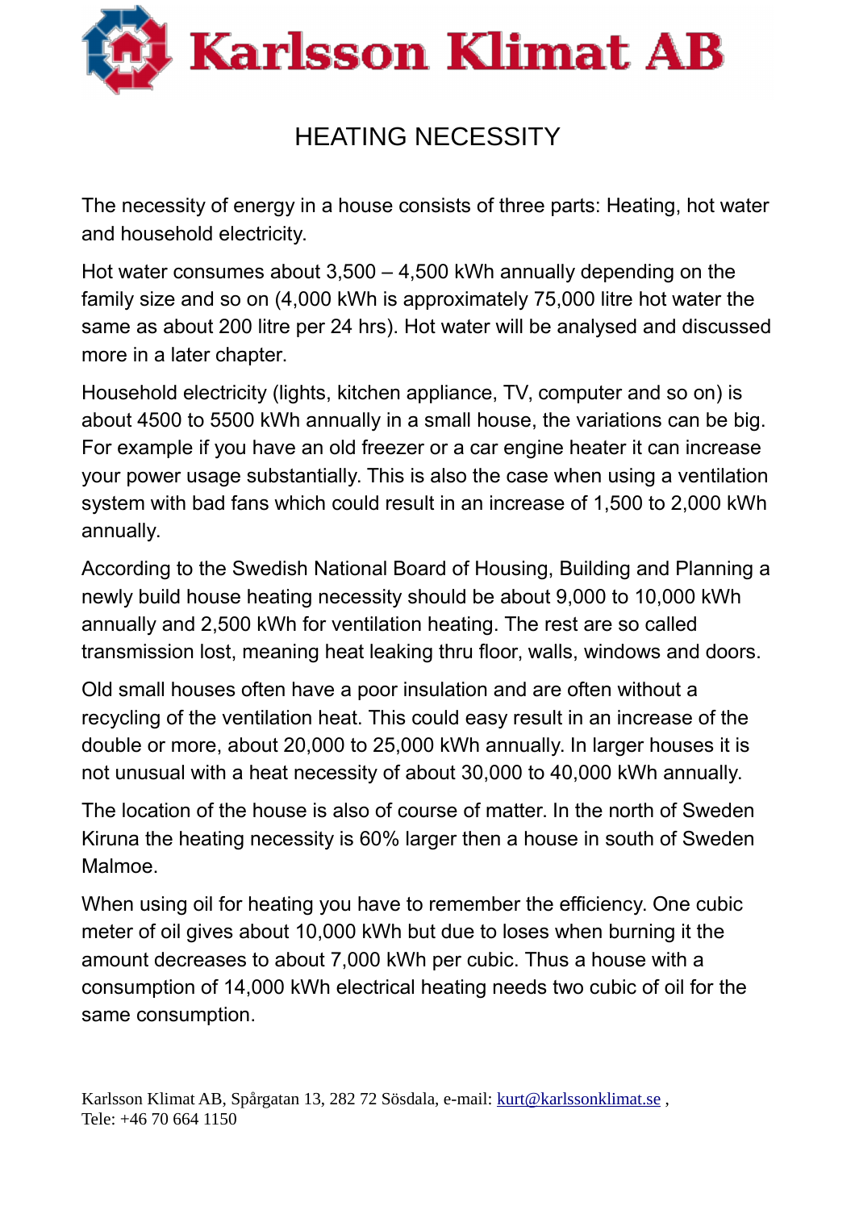# HEATING NECESSITY

The necessity of energy in a house consists of three parts: Heating, hot water and household electricity.

Hot water consumes about 3,500 – 4,500 kWh annually depending on the family size and so on (4,000 kWh is approximately 75,000 litre hot water the same as about 200 litre per 24 hrs). Hot water will be analysed and discussed more in a later chapter.

Household electricity (lights, kitchen appliance, TV, computer and so on) is about 4500 to 5500 kWh annually in a small house, the variations can be big. For example if you have an old freezer or a car engine heater it can increase your power usage substantially. This is also the case when using a ventilation system with bad fans which could result in an increase of 1,500 to 2,000 kWh annually.

According to the Swedish National Board of Housing, Building and Planning a newly build house heating necessity should be about 9,000 to 10,000 kWh annually and 2,500 kWh for ventilation heating. The rest are so called transmission lost, meaning heat leaking thru floor, walls, windows and doors.

Old small houses often have a poor insulation and are often without a recycling of the ventilation heat. This could easy result in an increase of the double or more, about 20,000 to 25,000 kWh annually. In larger houses it is not unusual with a heat necessity of about 30,000 to 40,000 kWh annually.

The location of the house is also of course of matter. In the north of Sweden Kiruna the heating necessity is 60% larger then a house in south of Sweden Malmoe.

When using oil for heating you have to remember the efficiency. One cubic meter of oil gives about 10,000 kWh but due to loses when burning it the amount decreases to about 7,000 kWh per cubic. Thus a house with a consumption of 14,000 kWh electrical heating needs two cubic of oil for the same consumption.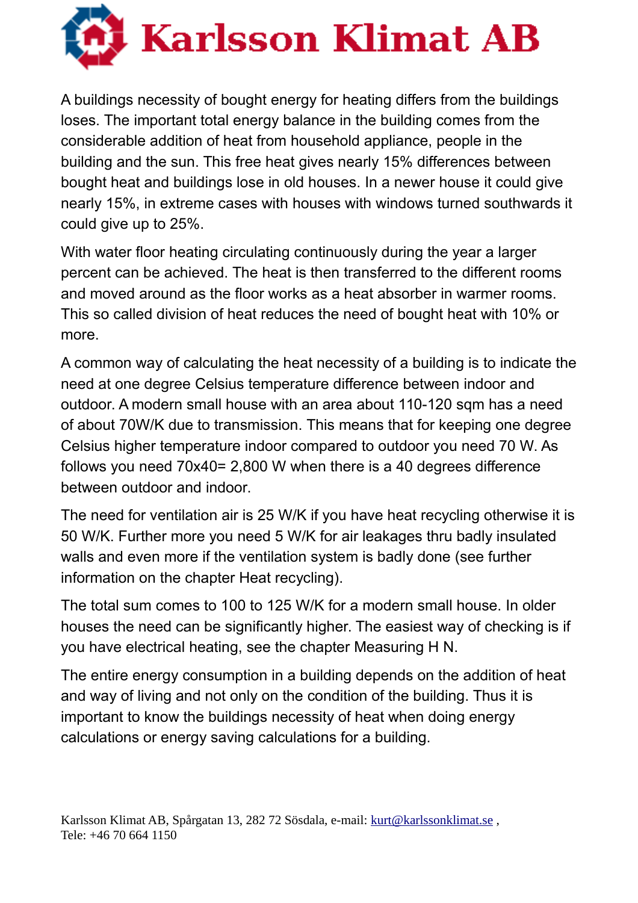A buildings necessity of bought energy for heating differs from the buildings loses. The important total energy balance in the building comes from the considerable addition of heat from household appliance, people in the building and the sun. This free heat gives nearly 15% differences between bought heat and buildings lose in old houses. In a newer house it could give nearly 15%, in extreme cases with houses with windows turned southwards it could give up to 25%.

With water floor heating circulating continuously during the year a larger percent can be achieved. The heat is then transferred to the different rooms and moved around as the floor works as a heat absorber in warmer rooms. This so called division of heat reduces the need of bought heat with 10% or more.

A common way of calculating the heat necessity of a building is to indicate the need at one degree Celsius temperature difference between indoor and outdoor. A modern small house with an area about 110-120 sqm has a need of about 70W/K due to transmission. This means that for keeping one degree Celsius higher temperature indoor compared to outdoor you need 70 W. As follows you need 70x40= 2,800 W when there is a 40 degrees difference between outdoor and indoor.

The need for ventilation air is 25 W/K if you have heat recycling otherwise it is 50 W/K. Further more you need 5 W/K for air leakages thru badly insulated walls and even more if the ventilation system is badly done (see further information on the chapter Heat recycling).

The total sum comes to 100 to 125 W/K for a modern small house. In older houses the need can be significantly higher. The easiest way of checking is if you have electrical heating, see the chapter Measuring H N.

The entire energy consumption in a building depends on the addition of heat and way of living and not only on the condition of the building. Thus it is important to know the buildings necessity of heat when doing energy calculations or energy saving calculations for a building.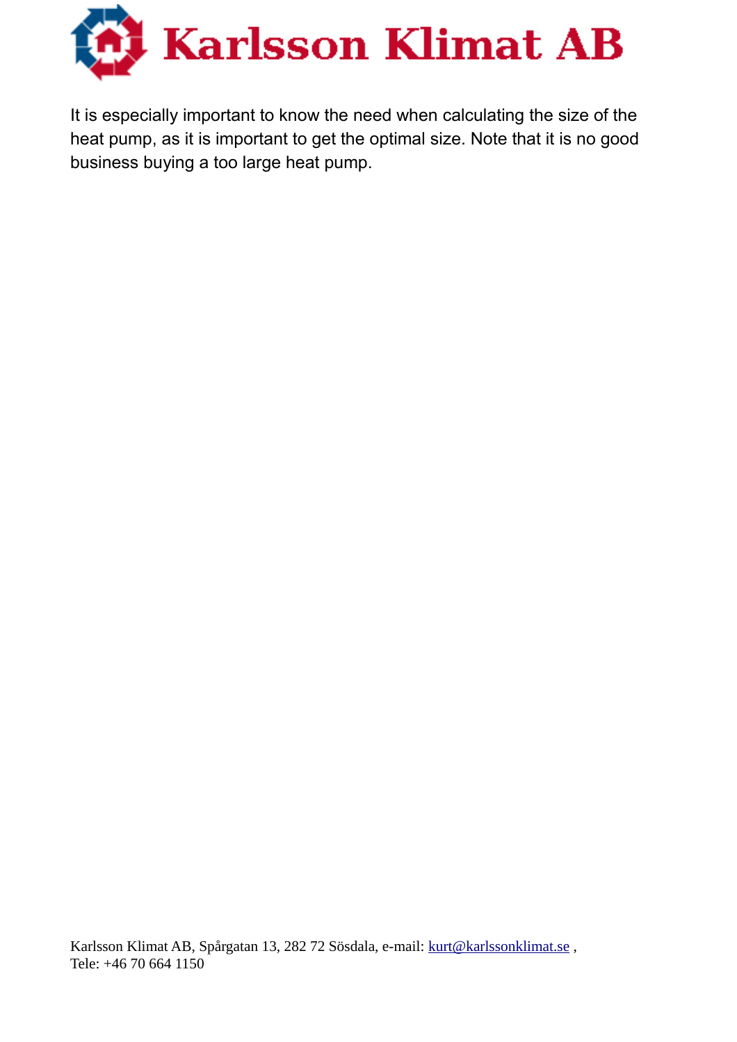It is especially important to know the need when calculating the size of the heat pump, as it is important to get the optimal size. Note that it is no good business buying a too large heat pump.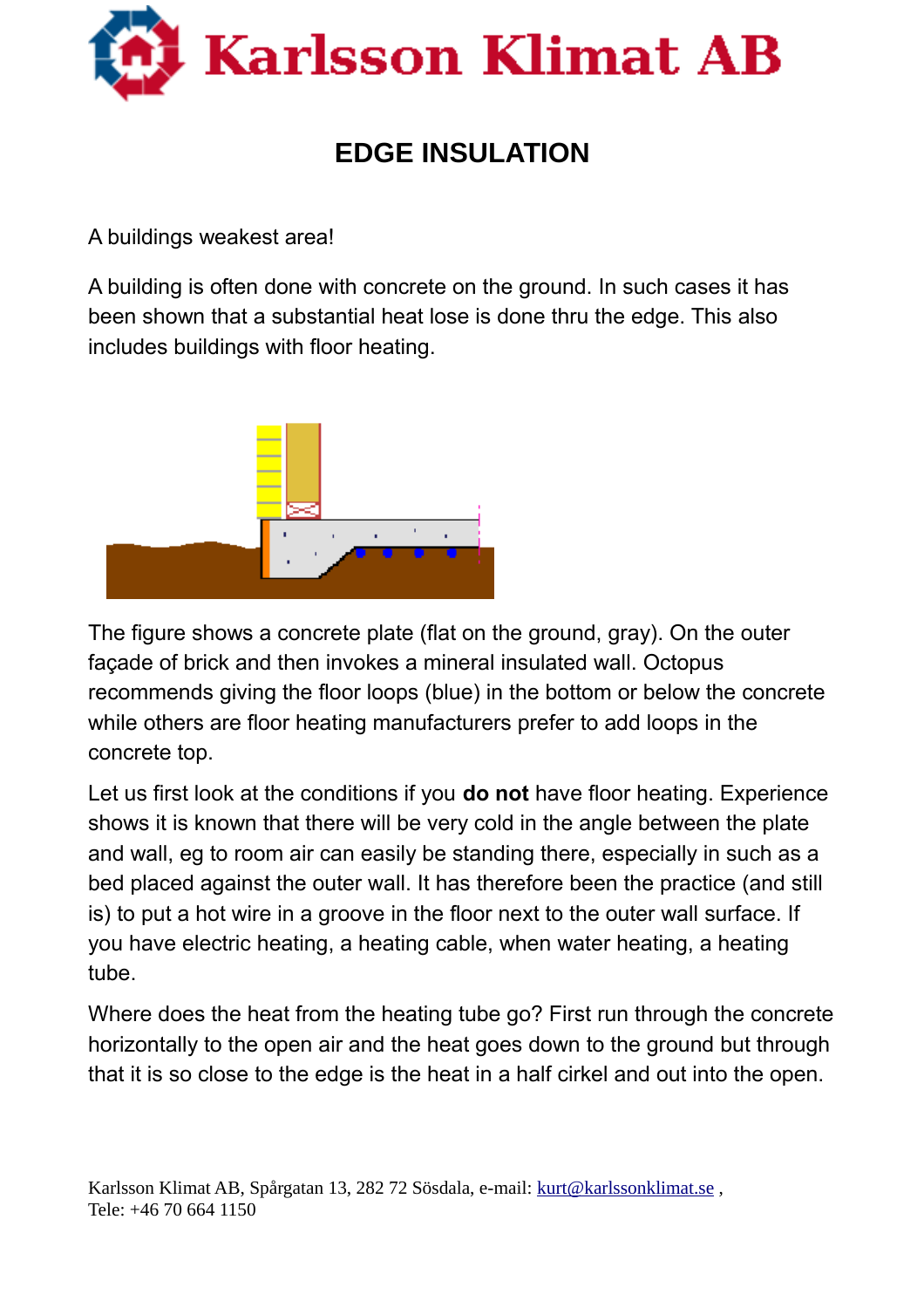Karlsson Klimat AB

# EDGE INSULATION

A buildings weakest area!

A building is often done with concrete on the ground. In such cases it has been shown that a substantial heat lose is done thru the edge. This also includes buildings with floor heating.

The figure shows a concrete plate (flat on the ground, gray). On the outer façade of brick and then invokes a mineral insulated wall. Octopus recommends giving the floor loops (blue) in the bottom or below the concrete while others are floor heating manufacturers prefer to add loops in the concrete top.

Let us first look at the conditions if you **do not** have floor heating. Experience shows it is known that there will be very cold in the angle between the plate and wall, eg to room air can easily be standing there, especially in such as a bed placed against the outer wall. It has therefore been the practice (and still is) to put a hot wire in a groove in the floor next to the outer wall surface. If you have electric heating, a heating cable, when water heating, a heating tube.

Where does the heat from the heating tube go? First run through the concrete horizontally to the open air and the heat goes down to the ground but through that it is so close to the edge is the heat in a half cirkel and out into the open.

Karlsson Klimat AB, Spårgatan 13, 282 72 Sösdala, e-mail: kurt@karlssonklimat.se ,
Tele: +46 70 664 1150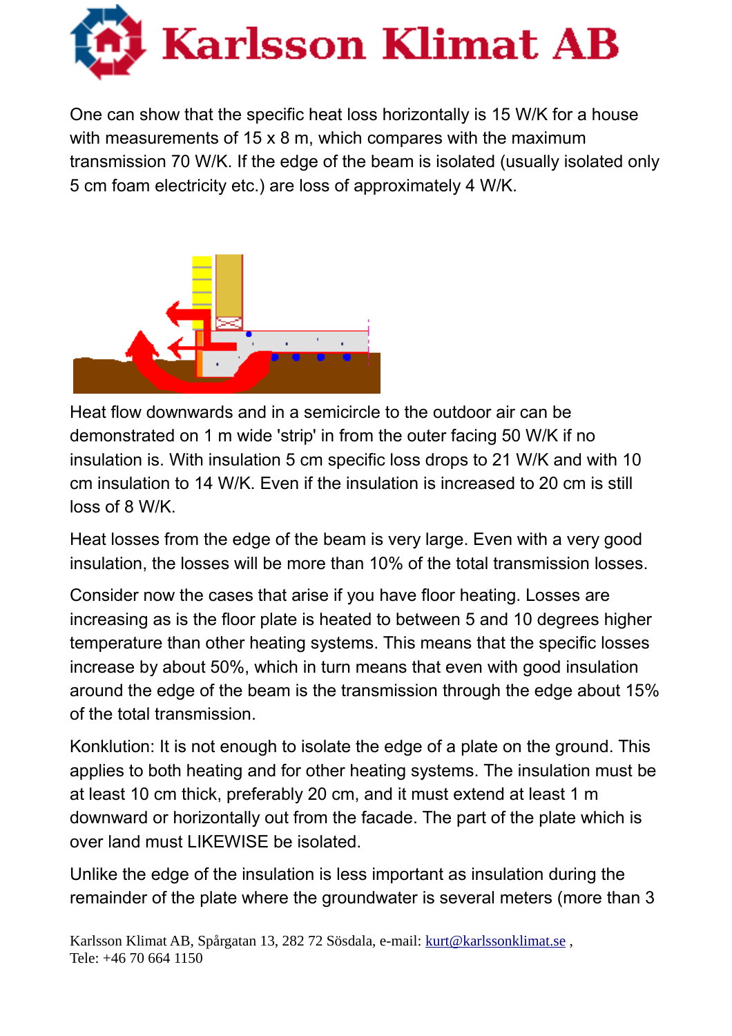One can show that the specific heat loss horizontally is 15 W/K for a house with measurements of 15 x 8 m, which compares with the maximum transmission 70 W/K. If the edge of the beam is isolated (usually isolated only 5 cm foam electricity etc.) are loss of approximately 4 W/K.

Heat flow downwards and in a semicircle to the outdoor air can be demonstrated on 1 m wide 'strip' in from the outer facing 50 W/K if no insulation is. With insulation 5 cm specific loss drops to 21 W/K and with 10 cm insulation to 14 W/K. Even if the insulation is increased to 20 cm is still loss of 8 W/K.

Heat losses from the edge of the beam is very large. Even with a very good insulation, the losses will be more than 10% of the total transmission losses.

Consider now the cases that arise if you have floor heating. Losses are increasing as is the floor plate is heated to between 5 and 10 degrees higher temperature than other heating systems. This means that the specific losses increase by about 50%, which in turn means that even with good insulation around the edge of the beam is the transmission through the edge about 15% of the total transmission.

Konklution: It is not enough to isolate the edge of a plate on the ground. This applies to both heating and for other heating systems. The insulation must be at least 10 cm thick, preferably 20 cm, and it must extend at least 1 m downward or horizontally out from the facade. The part of the plate which is over land must LIKEWISE be isolated.

Unlike the edge of the insulation is less important as insulation during the remainder of the plate where the groundwater is several meters (more than 3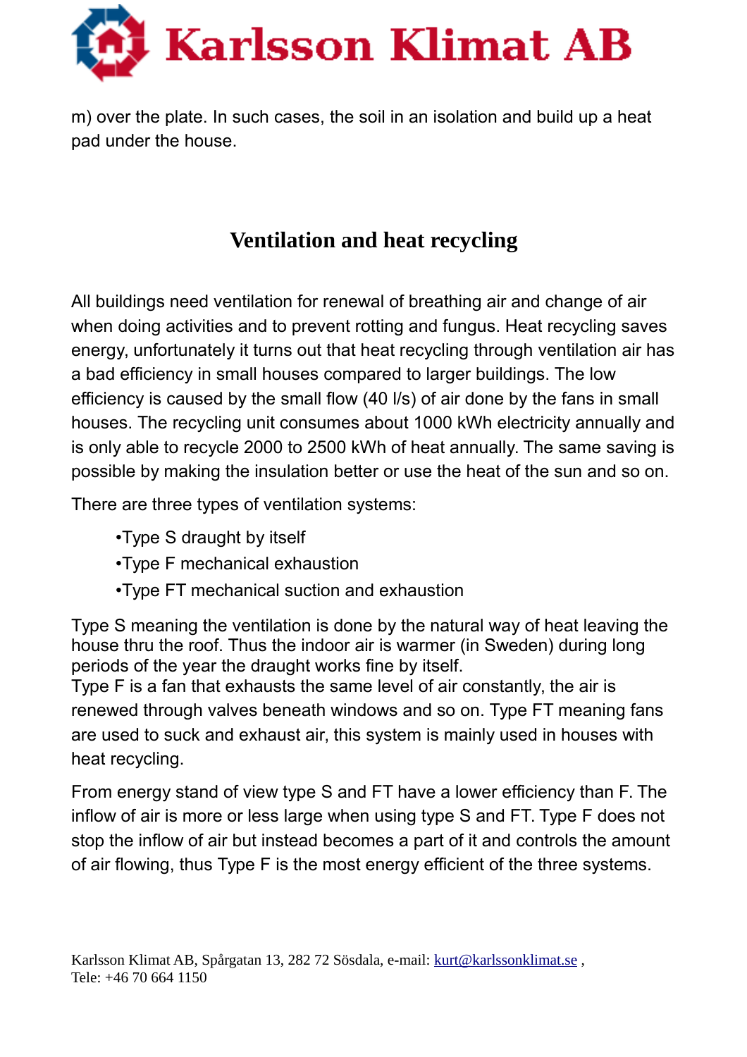m) over the plate. In such cases, the soil in an isolation and build up a heat pad under the house.

## Ventilation and heat recycling

All buildings need ventilation for renewal of breathing air and change of air when doing activities and to prevent rotting and fungus. Heat recycling saves energy, unfortunately it turns out that heat recycling through ventilation air has a bad efficiency in small houses compared to larger buildings. The low efficiency is caused by the small flow (40 l/s) of air done by the fans in small houses. The recycling unit consumes about 1000 kWh electricity annually and is only able to recycle 2000 to 2500 kWh of heat annually. The same saving is possible by making the insulation better or use the heat of the sun and so on.

There are three types of ventilation systems:

- Type S draught by itself
- Type F mechanical exhaustion
- Type FT mechanical suction and exhaustion

Type S meaning the ventilation is done by the natural way of heat leaving the house thru the roof. Thus the indoor air is warmer (in Sweden) during long periods of the year the draught works fine by itself.
Type F is a fan that exhausts the same level of air constantly, the air is renewed through valves beneath windows and so on. Type FT meaning fans are used to suck and exhaust air, this system is mainly used in houses with heat recycling.

From energy stand of view type S and FT have a lower efficiency than F. The inflow of air is more or less large when using type S and FT. Type F does not stop the inflow of air but instead becomes a part of it and controls the amount of air flowing, thus Type F is the most energy efficient of the three systems.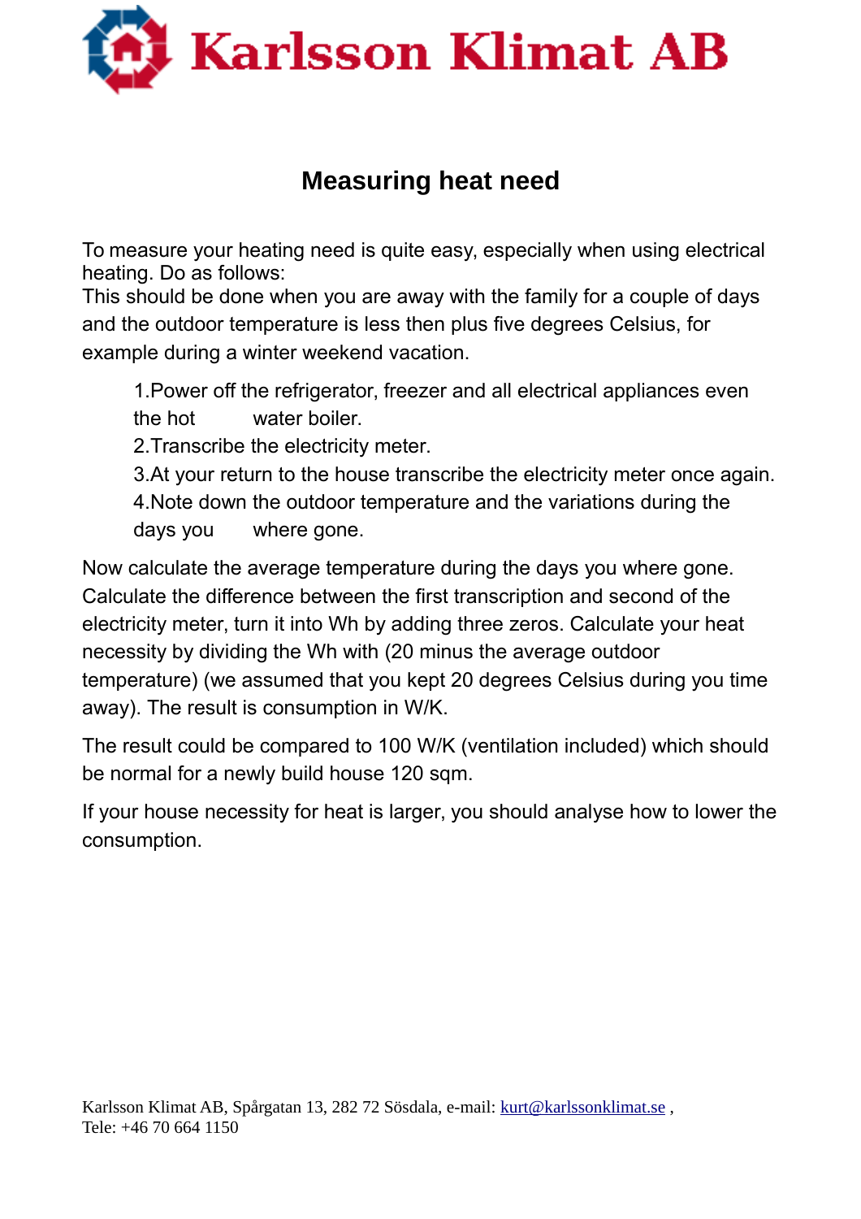Karlsson Klimat AB

# Measuring heat need

To measure your heating need is quite easy, especially when using electrical heating. Do as follows:
This should be done when you are away with the family for a couple of days and the outdoor temperature is less then plus five degrees Celsius, for example during a winter weekend vacation.

1. Power off the refrigerator, freezer and all electrical appliances even the hot water boiler.
2. Transcribe the electricity meter.
3. At your return to the house transcribe the electricity meter once again.
4. Note down the outdoor temperature and the variations during the days you where gone.

Now calculate the average temperature during the days you where gone. Calculate the difference between the first transcription and second of the electricity meter, turn it into Wh by adding three zeros. Calculate your heat necessity by dividing the Wh with (20 minus the average outdoor temperature) (we assumed that you kept 20 degrees Celsius during you time away). The result is consumption in W/K.

The result could be compared to 100 W/K (ventilation included) which should be normal for a newly build house 120 sqm.

If your house necessity for heat is larger, you should analyse how to lower the consumption.

Karlsson Klimat AB, Spårgatan 13, 282 72 Sösdala, e-mail: kurt@karlssonklimat.se ,
Tele: +46 70 664 1150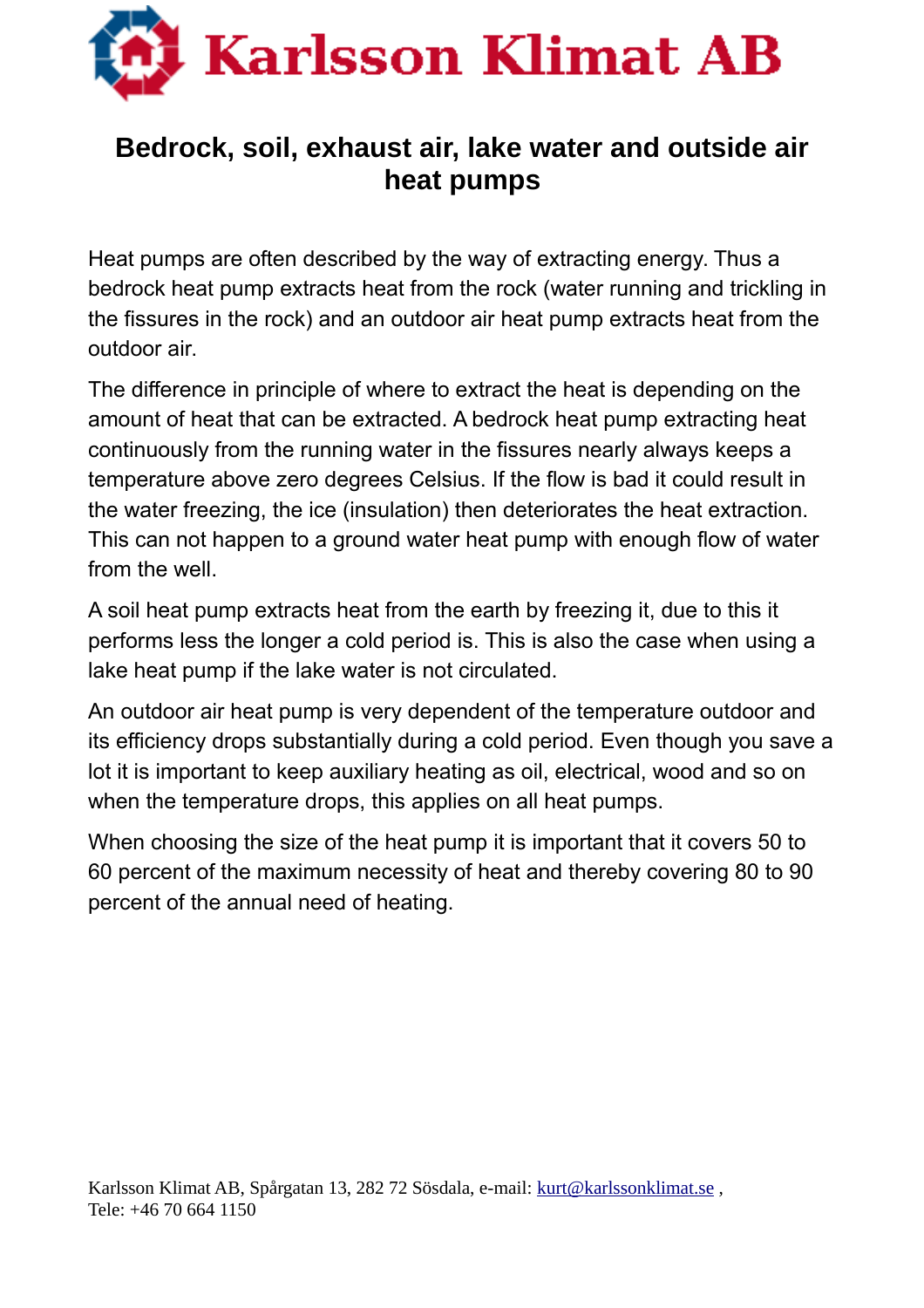# Karlsson Klimat AB

## Bedrock, soil, exhaust air, lake water and outside air heat pumps

Heat pumps are often described by the way of extracting energy. Thus a bedrock heat pump extracts heat from the rock (water running and trickling in the fissures in the rock) and an outdoor air heat pump extracts heat from the outdoor air.

The difference in principle of where to extract the heat is depending on the amount of heat that can be extracted. A bedrock heat pump extracting heat continuously from the running water in the fissures nearly always keeps a temperature above zero degrees Celsius. If the flow is bad it could result in the water freezing, the ice (insulation) then deteriorates the heat extraction. This can not happen to a ground water heat pump with enough flow of water from the well.

A soil heat pump extracts heat from the earth by freezing it, due to this it performs less the longer a cold period is. This is also the case when using a lake heat pump if the lake water is not circulated.

An outdoor air heat pump is very dependent of the temperature outdoor and its efficiency drops substantially during a cold period. Even though you save a lot it is important to keep auxiliary heating as oil, electrical, wood and so on when the temperature drops, this applies on all heat pumps.

When choosing the size of the heat pump it is important that it covers 50 to 60 percent of the maximum necessity of heat and thereby covering 80 to 90 percent of the annual need of heating.

Karlsson Klimat AB, Spårgatan 13, 282 72 Sösdala, e-mail: kurt@karlssonklimat.se ,
Tele: +46 70 664 1150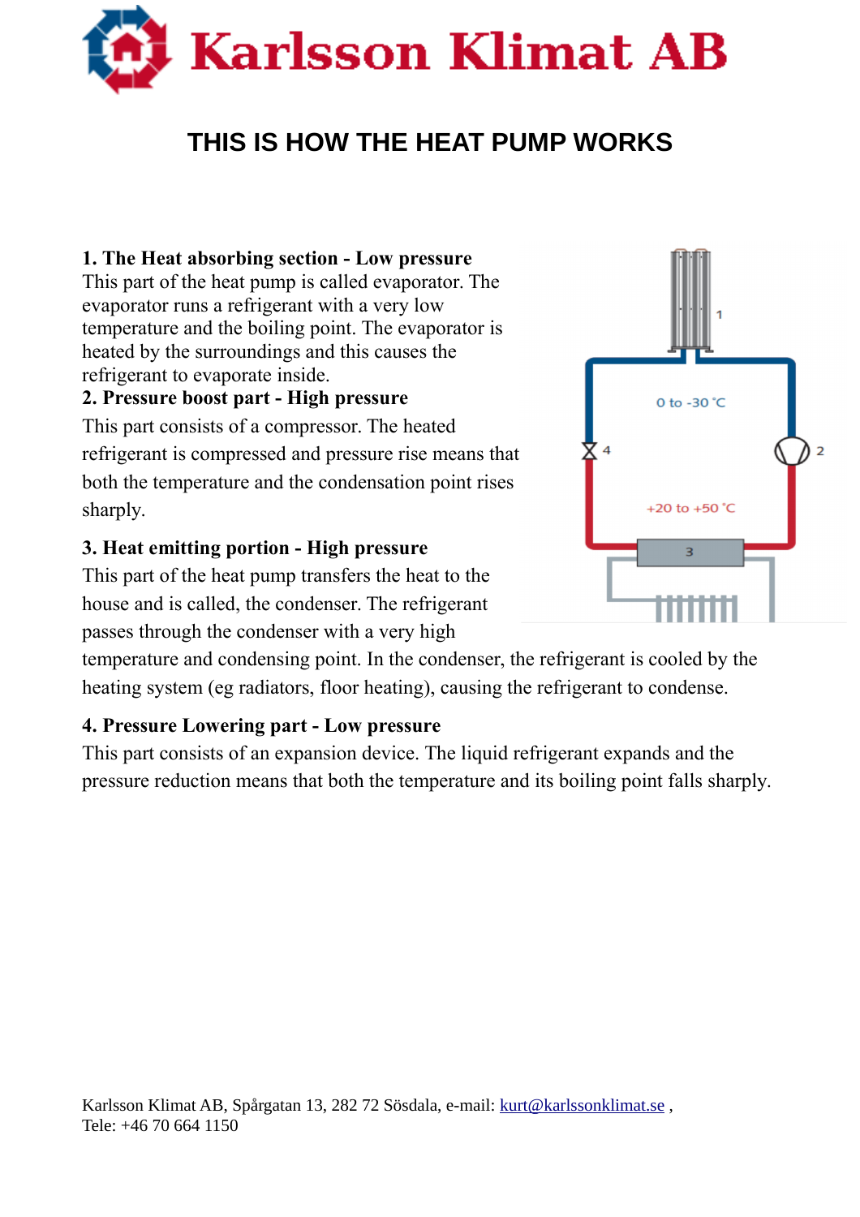# Karlsson Klimat AB

## THIS IS HOW THE HEAT PUMP WORKS

**1. The Heat absorbing section - Low pressure**
This part of the heat pump is called evaporator. The evaporator runs a refrigerant with a very low temperature and the boiling point. The evaporator is heated by the surroundings and this causes the refrigerant to evaporate inside.

**2. Pressure boost part - High pressure**
This part consists of a compressor. The heated refrigerant is compressed and pressure rise means that both the temperature and the condensation point rises sharply.

**3. Heat emitting portion - High pressure**
This part of the heat pump transfers the heat to the house and is called, the condenser. The refrigerant passes through the condenser with a very high temperature and condensing point. In the condenser, the refrigerant is cooled by the heating system (eg radiators, floor heating), causing the refrigerant to condense.

**4. Pressure Lowering part - Low pressure**
This part consists of an expansion device. The liquid refrigerant expands and the pressure reduction means that both the temperature and its boiling point falls sharply.

Karlsson Klimat AB, Spårgatan 13, 282 72 Sösdala, e-mail: kurt@karlssonklimat.se ,
Tele: +46 70 664 1150